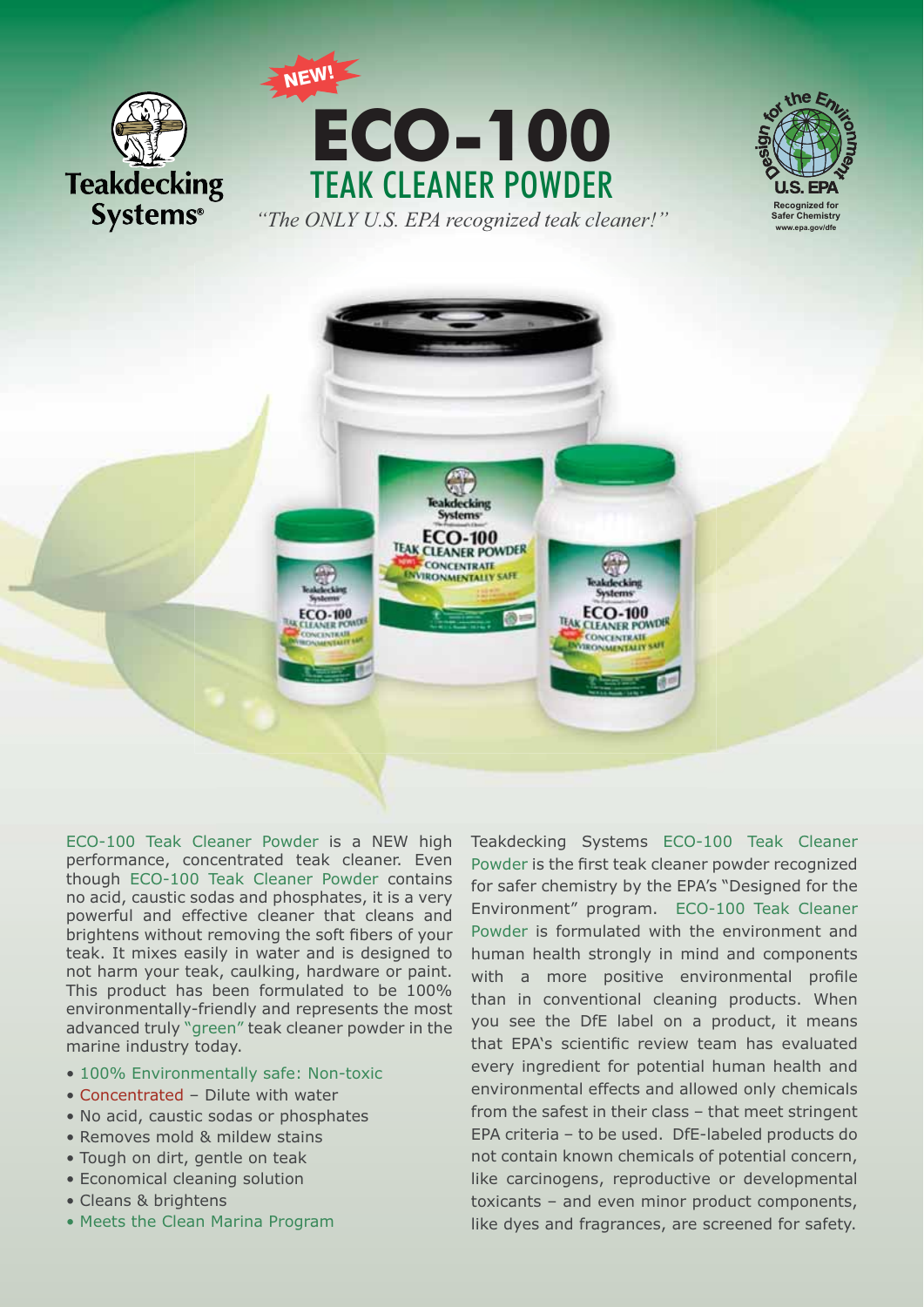Teakdecking Systems®

NEW!

# ECO-100

## TEAK CLEANER POWDER

*"The ONLY U.S. EPA recognized teak cleaner!"*

Design for the Environment U.S. EPA Recognized for Safer Chemistry www.epa.gov/dfe

ECO-100 Teak Cleaner Powder is a NEW high performance, concentrated teak cleaner. Even though ECO-100 Teak Cleaner Powder contains no acid, caustic sodas and phosphates, it is a very powerful and effective cleaner that cleans and brightens without removing the soft fibers of your teak. It mixes easily in water and is designed to not harm your teak, caulking, hardware or paint. This product has been formulated to be 100% environmentally-friendly and represents the most advanced truly "green" teak cleaner powder in the marine industry today.

- 100% Environmentally safe: Non-toxic
- Concentrated – Dilute with water
- No acid, caustic sodas or phosphates
- Removes mold & mildew stains
- Tough on dirt, gentle on teak
- Economical cleaning solution
- Cleans & brightens
- Meets the Clean Marina Program

Teakdecking Systems ECO-100 Teak Cleaner Powder is the first teak cleaner powder recognized for safer chemistry by the EPA's "Designed for the Environment" program. ECO-100 Teak Cleaner Powder is formulated with the environment and human health strongly in mind and components with a more positive environmental profile than in conventional cleaning products. When you see the DfE label on a product, it means that EPA's scientific review team has evaluated every ingredient for potential human health and environmental effects and allowed only chemicals from the safest in their class – that meet stringent EPA criteria – to be used. DfE-labeled products do not contain known chemicals of potential concern, like carcinogens, reproductive or developmental toxicants – and even minor product components, like dyes and fragrances, are screened for safety.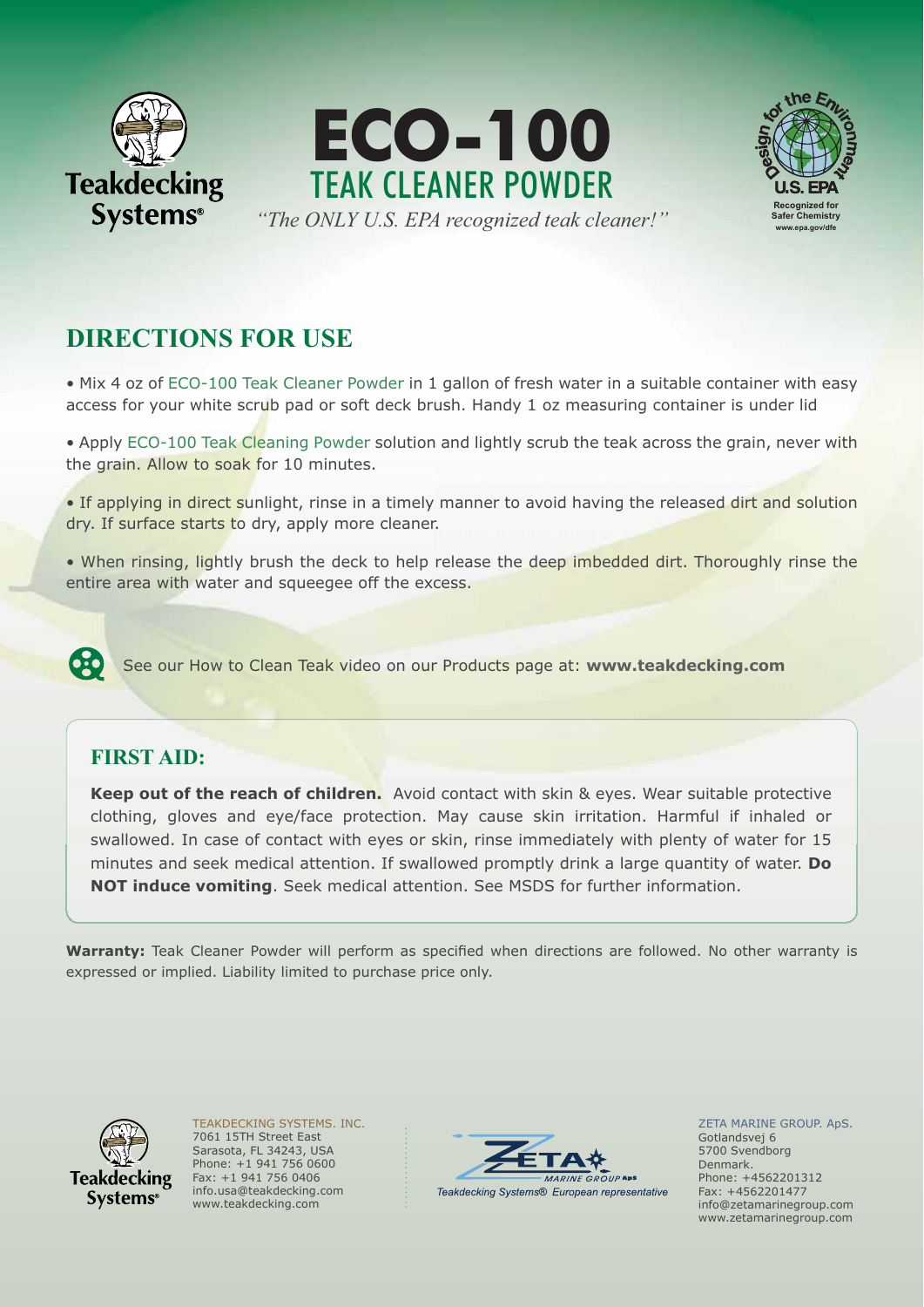Teakdecking Systems®

# ECO-100

## TEAK CLEANER POWDER

*"The ONLY U.S. EPA recognized teak cleaner!"*

Design for the Environment
U.S. EPA
Recognized for Safer Chemistry
www.epa.gov/dfe

## DIRECTIONS FOR USE

- Mix 4 oz of ECO-100 Teak Cleaner Powder in 1 gallon of fresh water in a suitable container with easy access for your white scrub pad or soft deck brush. Handy 1 oz measuring container is under lid
- Apply ECO-100 Teak Cleaning Powder solution and lightly scrub the teak across the grain, never with the grain. Allow to soak for 10 minutes.
- If applying in direct sunlight, rinse in a timely manner to avoid having the released dirt and solution dry. If surface starts to dry, apply more cleaner.
- When rinsing, lightly brush the deck to help release the deep imbedded dirt. Thoroughly rinse the entire area with water and squeegee off the excess.

See our How to Clean Teak video on our Products page at: **www.teakdecking.com**

## FIRST AID:

**Keep out of the reach of children.** Avoid contact with skin & eyes. Wear suitable protective clothing, gloves and eye/face protection. May cause skin irritation. Harmful if inhaled or swallowed. In case of contact with eyes or skin, rinse immediately with plenty of water for 15 minutes and seek medical attention. If swallowed promptly drink a large quantity of water. **Do NOT induce vomiting**. Seek medical attention. See MSDS for further information.

**Warranty:** Teak Cleaner Powder will perform as specified when directions are followed. No other warranty is expressed or implied. Liability limited to purchase price only.

TEAKDECKING SYSTEMS. INC.
7061 15TH Street East
Sarasota, FL 34243, USA
Phone: +1 941 756 0600
Fax: +1 941 756 0406
info.usa@teakdecking.com
www.teakdecking.com

ZETA MARINE GROUP ApS
Teakdecking Systems® European representative

ZETA MARINE GROUP. ApS.
Gotlandsvej 6
5700 Svendborg
Denmark.
Phone: +4562201312
Fax: +4562201477
info@zetamarinegroup.com
www.zetamarinegroup.com